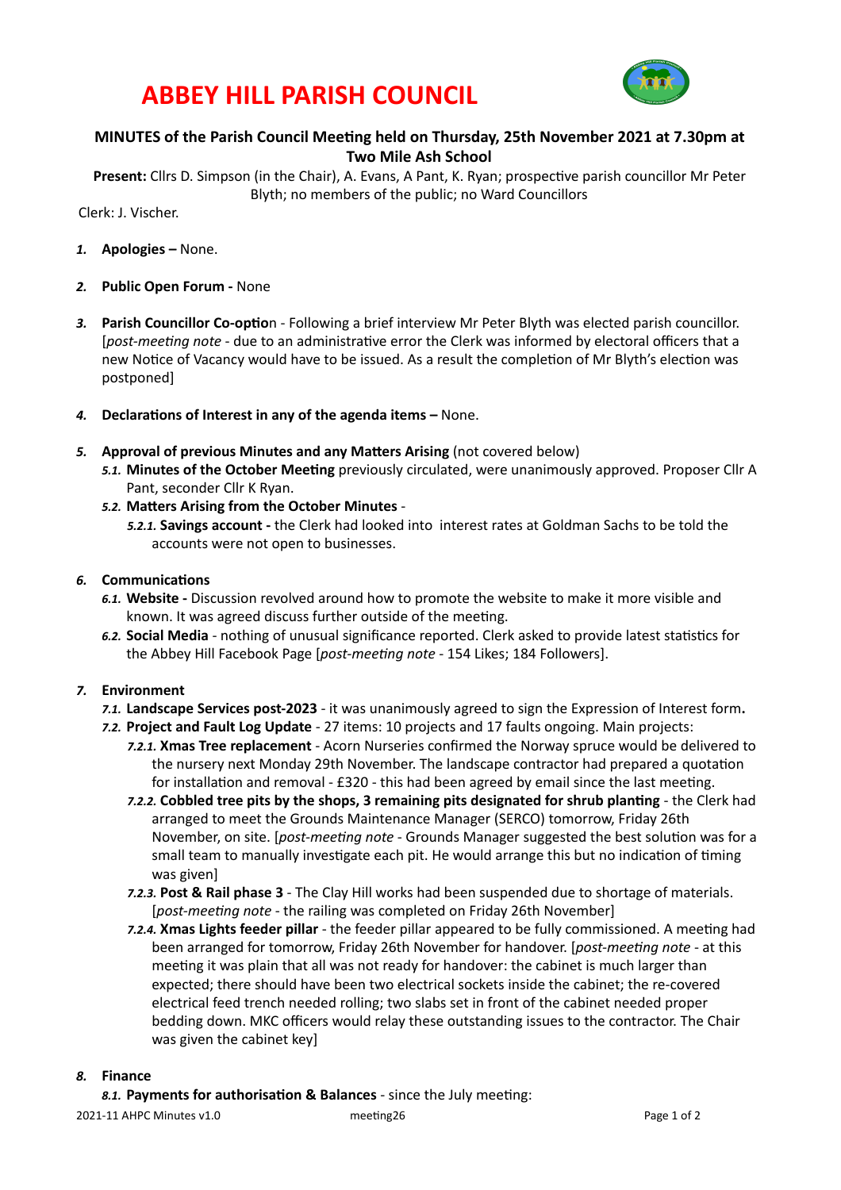# ABBEY HILL PARISH COUNCIL

## MINUTES of the Parish Council Meeting held on Thursday, 25th November 2021 at 7.30pm at Two Mile Ash School

**Present:** Cllrs D. Simpson (in the Chair), A. Evans, A Pant, K. Ryan; prospective parish councillor Mr Peter Blyth; no members of the public; no Ward Councillors

Clerk: J. Vischer.

1. **Apologies –** None.

2. **Public Open Forum -** None

3. **Parish Councillor Co-option** - Following a brief interview Mr Peter Blyth was elected parish councillor. [*post-meeting note* - due to an administrative error the Clerk was informed by electoral officers that a new Notice of Vacancy would have to be issued. As a result the completion of Mr Blyth's election was postponed]

4. **Declarations of Interest in any of the agenda items –** None.

5. **Approval of previous Minutes and any Matters Arising** (not covered below)
   - 5.1. **Minutes of the October Meeting** previously circulated, were unanimously approved. Proposer Cllr A Pant, seconder Cllr K Ryan.
   - 5.2. **Matters Arising from the October Minutes** -
     - 5.2.1. **Savings account -** the Clerk had looked into interest rates at Goldman Sachs to be told the accounts were not open to businesses.

6. **Communications**
   - 6.1. **Website -** Discussion revolved around how to promote the website to make it more visible and known. It was agreed discuss further outside of the meeting.
   - 6.2. **Social Media** - nothing of unusual significance reported. Clerk asked to provide latest statistics for the Abbey Hill Facebook Page [*post-meeting note* - 154 Likes; 184 Followers].

7. **Environment**
   - 7.1. **Landscape Services post-2023** - it was unanimously agreed to sign the Expression of Interest form**.**
   - 7.2. **Project and Fault Log Update** - 27 items: 10 projects and 17 faults ongoing. Main projects:
     - 7.2.1. **Xmas Tree replacement** - Acorn Nurseries confirmed the Norway spruce would be delivered to the nursery next Monday 29th November. The landscape contractor had prepared a quotation for installation and removal - £320 - this had been agreed by email since the last meeting.
     - 7.2.2. **Cobbled tree pits by the shops, 3 remaining pits designated for shrub planting** - the Clerk had arranged to meet the Grounds Maintenance Manager (SERCO) tomorrow, Friday 26th November, on site. [*post-meeting note* - Grounds Manager suggested the best solution was for a small team to manually investigate each pit. He would arrange this but no indication of timing was given]
     - 7.2.3. **Post & Rail phase 3** - The Clay Hill works had been suspended due to shortage of materials. [*post-meeting note* - the railing was completed on Friday 26th November]
     - 7.2.4. **Xmas Lights feeder pillar** - the feeder pillar appeared to be fully commissioned. A meeting had been arranged for tomorrow, Friday 26th November for handover. [*post-meeting note* - at this meeting it was plain that all was not ready for handover: the cabinet is much larger than expected; there should have been two electrical sockets inside the cabinet; the re-covered electrical feed trench needed rolling; two slabs set in front of the cabinet needed proper bedding down. MKC officers would relay these outstanding issues to the contractor. The Chair was given the cabinet key]

8. **Finance**
   - 8.1. **Payments for authorisation & Balances** - since the July meeting: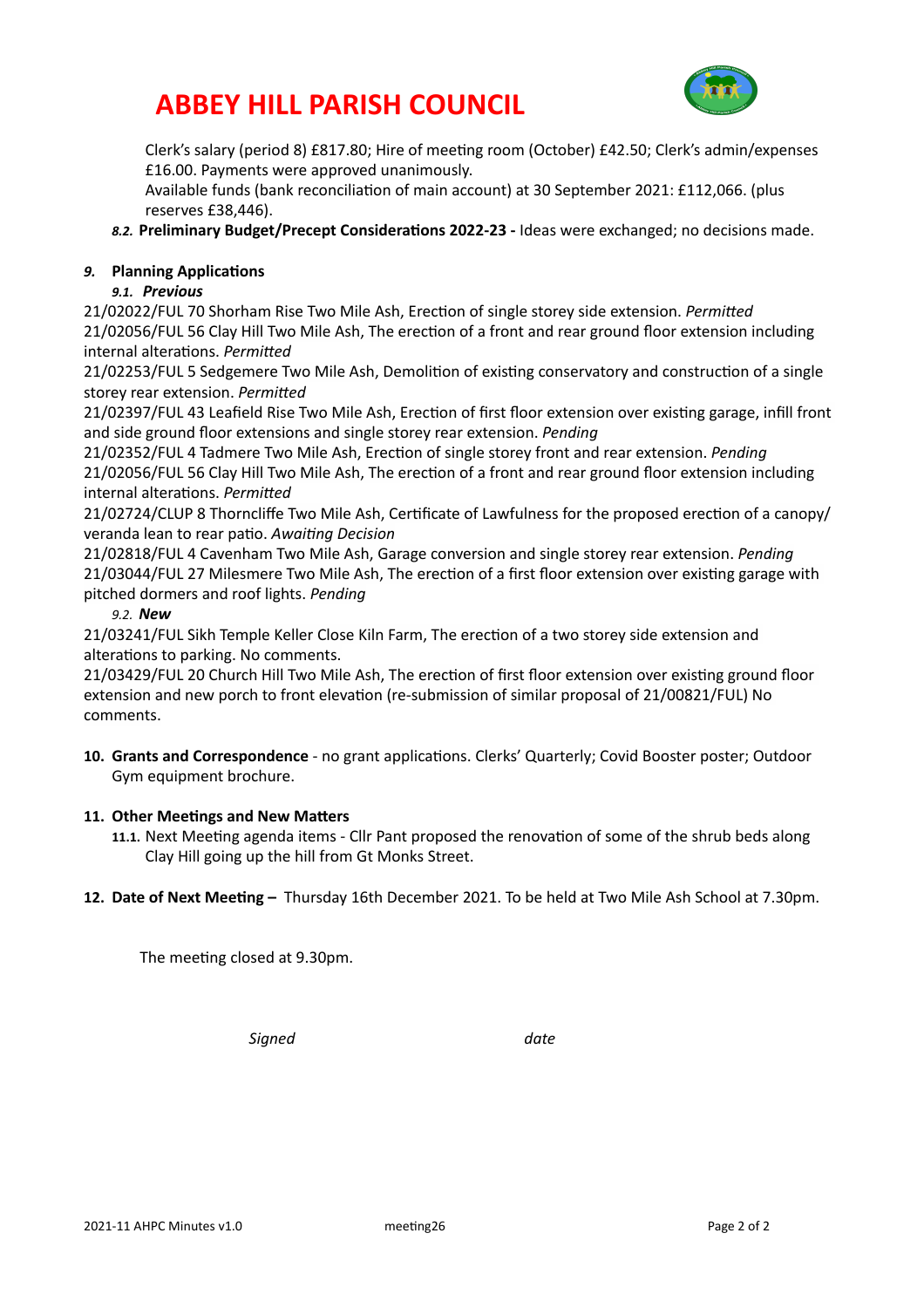# ABBEY HILL PARISH COUNCIL

Clerk's salary (period 8) £817.80; Hire of meeting room (October) £42.50; Clerk's admin/expenses £16.00. Payments were approved unanimously.

Available funds (bank reconciliation of main account) at 30 September 2021: £112,066. (plus reserves £38,446).

*8.2.* **Preliminary Budget/Precept Considerations 2022-23 -** Ideas were exchanged; no decisions made.

*9.* **Planning Applications**

*9.1.* ***Previous***

21/02022/FUL 70 Shorham Rise Two Mile Ash, Erection of single storey side extension. *Permitted*

21/02056/FUL 56 Clay Hill Two Mile Ash, The erection of a front and rear ground floor extension including internal alterations. *Permitted*

21/02253/FUL 5 Sedgemere Two Mile Ash, Demolition of existing conservatory and construction of a single storey rear extension. *Permitted*

21/02397/FUL 43 Leafield Rise Two Mile Ash, Erection of first floor extension over existing garage, infill front and side ground floor extensions and single storey rear extension. *Pending*

21/02352/FUL 4 Tadmere Two Mile Ash, Erection of single storey front and rear extension. *Pending*

21/02056/FUL 56 Clay Hill Two Mile Ash, The erection of a front and rear ground floor extension including internal alterations. *Permitted*

21/02724/CLUP 8 Thorncliffe Two Mile Ash, Certificate of Lawfulness for the proposed erection of a canopy/veranda lean to rear patio. *Awaiting Decision*

21/02818/FUL 4 Cavenham Two Mile Ash, Garage conversion and single storey rear extension. *Pending*

21/03044/FUL 27 Milesmere Two Mile Ash, The erection of a first floor extension over existing garage with pitched dormers and roof lights. *Pending*

*9.2.* ***New***

21/03241/FUL Sikh Temple Keller Close Kiln Farm, The erection of a two storey side extension and alterations to parking. No comments.

21/03429/FUL 20 Church Hill Two Mile Ash, The erection of first floor extension over existing ground floor extension and new porch to front elevation (re-submission of similar proposal of 21/00821/FUL) No comments.

**10. Grants and Correspondence** - no grant applications. Clerks' Quarterly; Covid Booster poster; Outdoor Gym equipment brochure.

**11. Other Meetings and New Matters**

**11.1.** Next Meeting agenda items - Cllr Pant proposed the renovation of some of the shrub beds along Clay Hill going up the hill from Gt Monks Street.

**12. Date of Next Meeting –** Thursday 16th December 2021. To be held at Two Mile Ash School at 7.30pm.

The meeting closed at 9.30pm.

*Signed* *date*